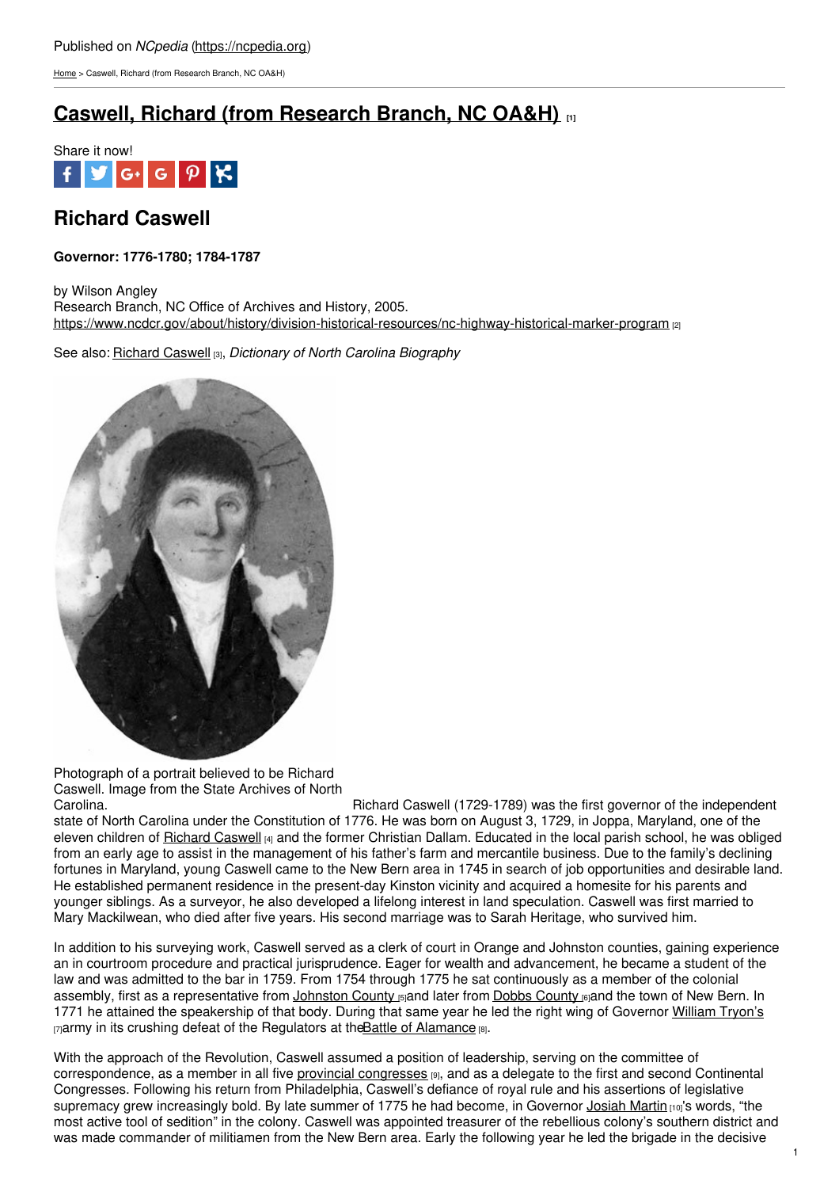Published on *NCpedia* (https://ncpedia.org)

Home > Caswell, Richard (from Research Branch, NC OA&H)

# Caswell, Richard (from Research Branch, NC OA&H) [1]

Share it now!

## Richard Caswell

**Governor: 1776-1780; 1784-1787**

by Wilson Angley
Research Branch, NC Office of Archives and History, 2005.
https://www.ncdcr.gov/about/history/division-historical-resources/nc-highway-historical-marker-program [2]

See also: Richard Caswell [3], *Dictionary of North Carolina Biography*

Photograph of a portrait believed to be Richard Caswell. Image from the State Archives of North Carolina.

Richard Caswell (1729-1789) was the first governor of the independent state of North Carolina under the Constitution of 1776. He was born on August 3, 1729, in Joppa, Maryland, one of the eleven children of Richard Caswell [4] and the former Christian Dallam. Educated in the local parish school, he was obliged from an early age to assist in the management of his father's farm and mercantile business. Due to the family's declining fortunes in Maryland, young Caswell came to the New Bern area in 1745 in search of job opportunities and desirable land. He established permanent residence in the present-day Kinston vicinity and acquired a homesite for his parents and younger siblings. As a surveyor, he also developed a lifelong interest in land speculation. Caswell was first married to Mary Mackilwean, who died after five years. His second marriage was to Sarah Heritage, who survived him.

In addition to his surveying work, Caswell served as a clerk of court in Orange and Johnston counties, gaining experience an in courtroom procedure and practical jurisprudence. Eager for wealth and advancement, he became a student of the law and was admitted to the bar in 1759. From 1754 through 1775 he sat continuously as a member of the colonial assembly, first as a representative from Johnston County [5] and later from Dobbs County [6] and the town of New Bern. In 1771 he attained the speakership of that body. During that same year he led the right wing of Governor William Tryon's [7] army in its crushing defeat of the Regulators at the Battle of Alamance [8].

With the approach of the Revolution, Caswell assumed a position of leadership, serving on the committee of correspondence, as a member in all five provincial congresses [9], and as a delegate to the first and second Continental Congresses. Following his return from Philadelphia, Caswell's defiance of royal rule and his assertions of legislative supremacy grew increasingly bold. By late summer of 1775 he had become, in Governor Josiah Martin [10]'s words, "the most active tool of sedition" in the colony. Caswell was appointed treasurer of the rebellious colony's southern district and was made commander of militiamen from the New Bern area. Early the following year he led the brigade in the decisive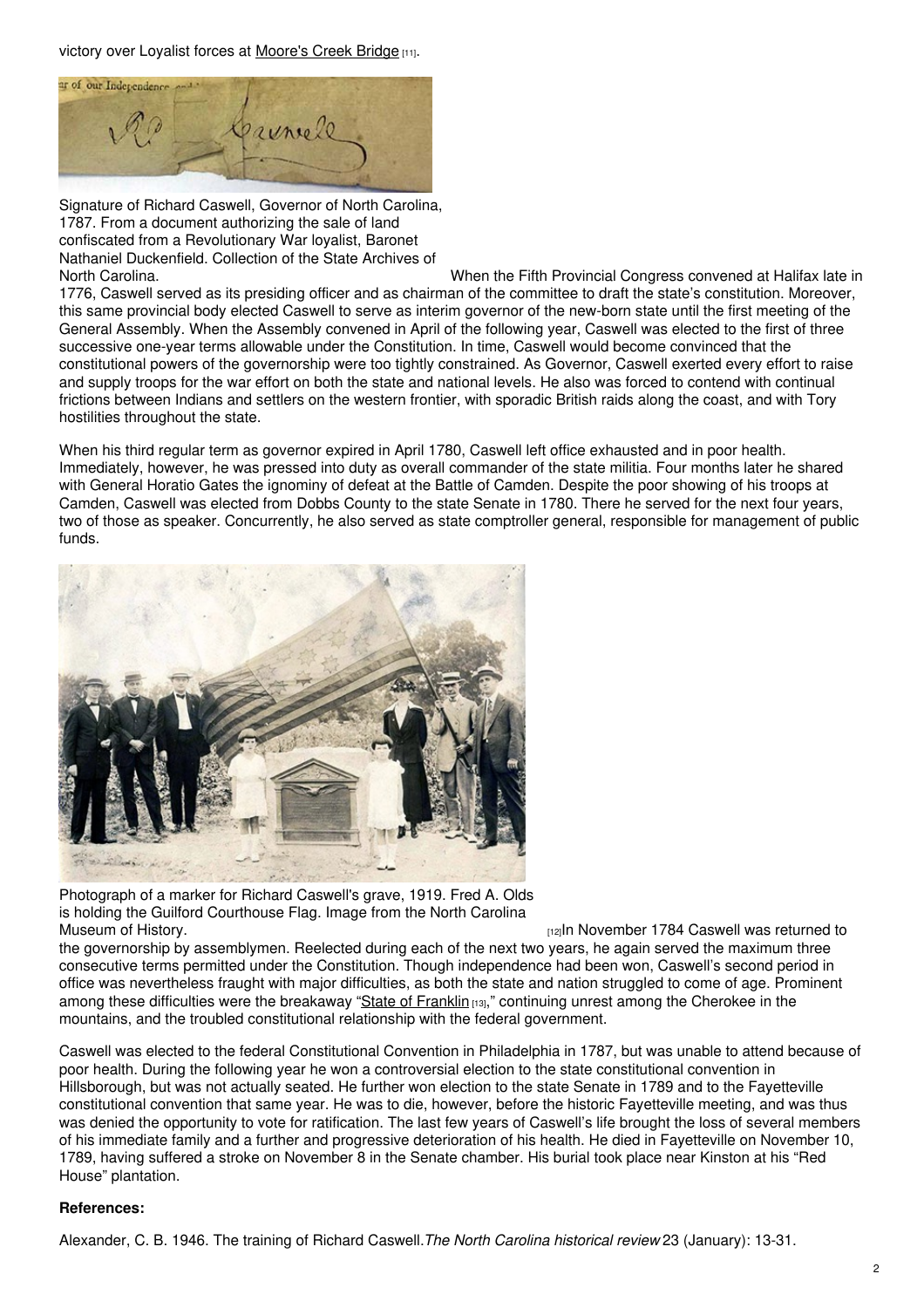victory over Loyalist forces at Moore's Creek Bridge [11].

Signature of Richard Caswell, Governor of North Carolina, 1787. From a document authorizing the sale of land confiscated from a Revolutionary War loyalist, Baronet Nathaniel Duckenfield. Collection of the State Archives of North Carolina.

When the Fifth Provincial Congress convened at Halifax late in 1776, Caswell served as its presiding officer and as chairman of the committee to draft the state's constitution. Moreover, this same provincial body elected Caswell to serve as interim governor of the new-born state until the first meeting of the General Assembly. When the Assembly convened in April of the following year, Caswell was elected to the first of three successive one-year terms allowable under the Constitution. In time, Caswell would become convinced that the constitutional powers of the governorship were too tightly constrained. As Governor, Caswell exerted every effort to raise and supply troops for the war effort on both the state and national levels. He also was forced to contend with continual frictions between Indians and settlers on the western frontier, with sporadic British raids along the coast, and with Tory hostilities throughout the state.

When his third regular term as governor expired in April 1780, Caswell left office exhausted and in poor health. Immediately, however, he was pressed into duty as overall commander of the state militia. Four months later he shared with General Horatio Gates the ignominy of defeat at the Battle of Camden. Despite the poor showing of his troops at Camden, Caswell was elected from Dobbs County to the state Senate in 1780. There he served for the next four years, two of those as speaker. Concurrently, he also served as state comptroller general, responsible for management of public funds.

Photograph of a marker for Richard Caswell's grave, 1919. Fred A. Olds is holding the Guilford Courthouse Flag. Image from the North Carolina Museum of History. [12]

In November 1784 Caswell was returned to the governorship by assemblymen. Reelected during each of the next two years, he again served the maximum three consecutive terms permitted under the Constitution. Though independence had been won, Caswell's second period in office was nevertheless fraught with major difficulties, as both the state and nation struggled to come of age. Prominent among these difficulties were the breakaway "State of Franklin [13]," continuing unrest among the Cherokee in the mountains, and the troubled constitutional relationship with the federal government.

Caswell was elected to the federal Constitutional Convention in Philadelphia in 1787, but was unable to attend because of poor health. During the following year he won a controversial election to the state constitutional convention in Hillsborough, but was not actually seated. He further won election to the state Senate in 1789 and to the Fayetteville constitutional convention that same year. He was to die, however, before the historic Fayetteville meeting, and was thus was denied the opportunity to vote for ratification. The last few years of Caswell's life brought the loss of several members of his immediate family and a further and progressive deterioration of his health. He died in Fayetteville on November 10, 1789, having suffered a stroke on November 8 in the Senate chamber. His burial took place near Kinston at his "Red House" plantation.

**References:**

Alexander, C. B. 1946. The training of Richard Caswell. *The North Carolina historical review* 23 (January): 13-31.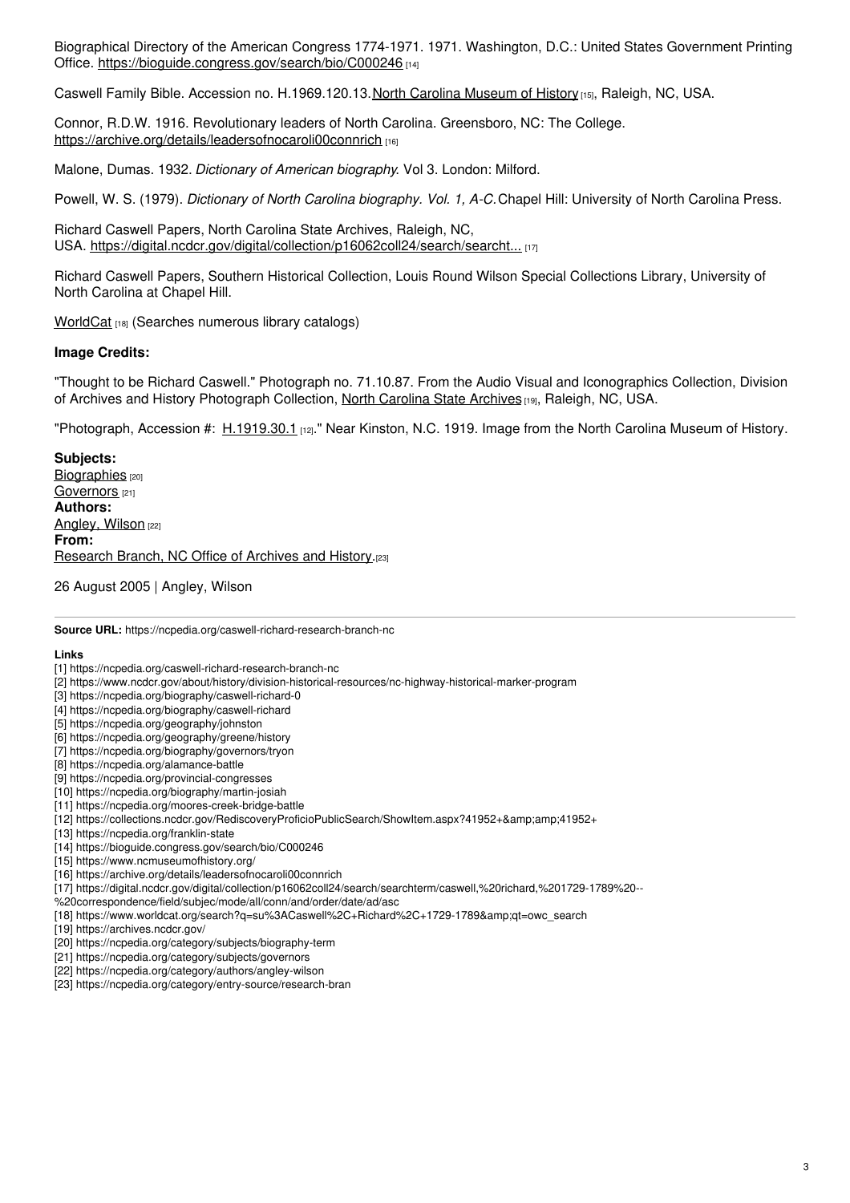Biographical Directory of the American Congress 1774-1971. 1971. Washington, D.C.: United States Government Printing Office. https://bioguide.congress.gov/search/bio/C000246 [14]

Caswell Family Bible. Accession no. H.1969.120.13. North Carolina Museum of History [15], Raleigh, NC, USA.

Connor, R.D.W. 1916. Revolutionary leaders of North Carolina. Greensboro, NC: The College. https://archive.org/details/leadersofnocaroli00connrich [16]

Malone, Dumas. 1932. *Dictionary of American biography*. Vol 3. London: Milford.

Powell, W. S. (1979). *Dictionary of North Carolina biography. Vol. 1, A-C.* Chapel Hill: University of North Carolina Press.

Richard Caswell Papers, North Carolina State Archives, Raleigh, NC, USA. https://digital.ncdcr.gov/digital/collection/p16062coll24/search/searcht... [17]

Richard Caswell Papers, Southern Historical Collection, Louis Round Wilson Special Collections Library, University of North Carolina at Chapel Hill.

WorldCat [18] (Searches numerous library catalogs)

**Image Credits:**

"Thought to be Richard Caswell." Photograph no. 71.10.87. From the Audio Visual and Iconographics Collection, Division of Archives and History Photograph Collection, North Carolina State Archives [19], Raleigh, NC, USA.

"Photograph, Accession #: H.1919.30.1 [12]." Near Kinston, N.C. 1919. Image from the North Carolina Museum of History.

**Subjects:**
Biographies [20]
Governors [21]
**Authors:**
Angley, Wilson [22]
**From:**
Research Branch, NC Office of Archives and History. [23]

26 August 2005 | Angley, Wilson

**Source URL:** https://ncpedia.org/caswell-richard-research-branch-nc

**Links**

[1] https://ncpedia.org/caswell-richard-research-branch-nc
[2] https://www.ncdcr.gov/about/history/division-historical-resources/nc-highway-historical-marker-program
[3] https://ncpedia.org/biography/caswell-richard-0
[4] https://ncpedia.org/biography/caswell-richard
[5] https://ncpedia.org/geography/johnston
[6] https://ncpedia.org/geography/greene/history
[7] https://ncpedia.org/biography/governors/tryon
[8] https://ncpedia.org/alamance-battle
[9] https://ncpedia.org/provincial-congresses
[10] https://ncpedia.org/biography/martin-josiah
[11] https://ncpedia.org/moores-creek-bridge-battle
[12] https://collections.ncdcr.gov/RediscoveryProficioPublicSearch/ShowItem.aspx?41952+&amp;amp;41952+
[13] https://ncpedia.org/franklin-state
[14] https://bioguide.congress.gov/search/bio/C000246
[15] https://www.ncmuseumofhistory.org/
[16] https://archive.org/details/leadersofnocaroli00connrich
[17] https://digital.ncdcr.gov/digital/collection/p16062coll24/search/searchterm/caswell,%20richard,%201729-1789%20--%20correspondence/field/subjec/mode/all/conn/and/order/date/ad/asc
[18] https://www.worldcat.org/search?q=su%3ACaswell%2C+Richard%2C+1729-1789&amp;qt=owc_search
[19] https://archives.ncdcr.gov/
[20] https://ncpedia.org/category/subjects/biography-term
[21] https://ncpedia.org/category/subjects/governors
[22] https://ncpedia.org/category/authors/angley-wilson
[23] https://ncpedia.org/category/entry-source/research-bran